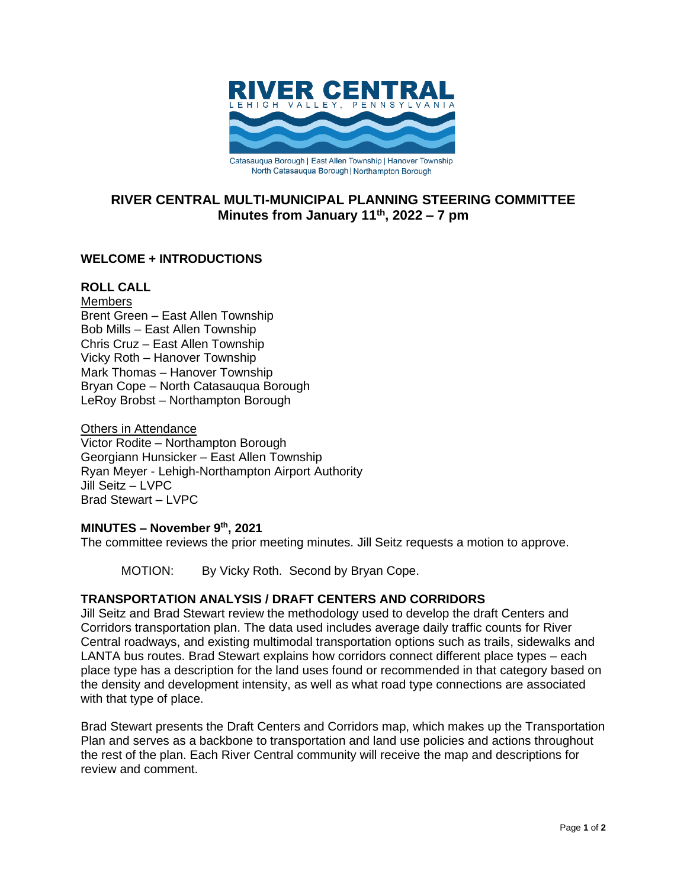RIVER CENTRAL
LEHIGH VALLEY, PENNSYLVANIA

Catasauqua Borough | East Allen Township | Hanover Township
North Catasauqua Borough | Northampton Borough

# RIVER CENTRAL MULTI-MUNICIPAL PLANNING STEERING COMMITTEE
## Minutes from January 11th, 2022 – 7 pm

### WELCOME + INTRODUCTIONS

### ROLL CALL

Members
Brent Green – East Allen Township
Bob Mills – East Allen Township
Chris Cruz – East Allen Township
Vicky Roth – Hanover Township
Mark Thomas – Hanover Township
Bryan Cope – North Catasauqua Borough
LeRoy Brobst – Northampton Borough

Others in Attendance
Victor Rodite – Northampton Borough
Georgiann Hunsicker – East Allen Township
Ryan Meyer - Lehigh-Northampton Airport Authority
Jill Seitz – LVPC
Brad Stewart – LVPC

### MINUTES – November 9th, 2021

The committee reviews the prior meeting minutes. Jill Seitz requests a motion to approve.

MOTION: By Vicky Roth. Second by Bryan Cope.

### TRANSPORTATION ANALYSIS / DRAFT CENTERS AND CORRIDORS

Jill Seitz and Brad Stewart review the methodology used to develop the draft Centers and Corridors transportation plan. The data used includes average daily traffic counts for River Central roadways, and existing multimodal transportation options such as trails, sidewalks and LANTA bus routes. Brad Stewart explains how corridors connect different place types – each place type has a description for the land uses found or recommended in that category based on the density and development intensity, as well as what road type connections are associated with that type of place.

Brad Stewart presents the Draft Centers and Corridors map, which makes up the Transportation Plan and serves as a backbone to transportation and land use policies and actions throughout the rest of the plan. Each River Central community will receive the map and descriptions for review and comment.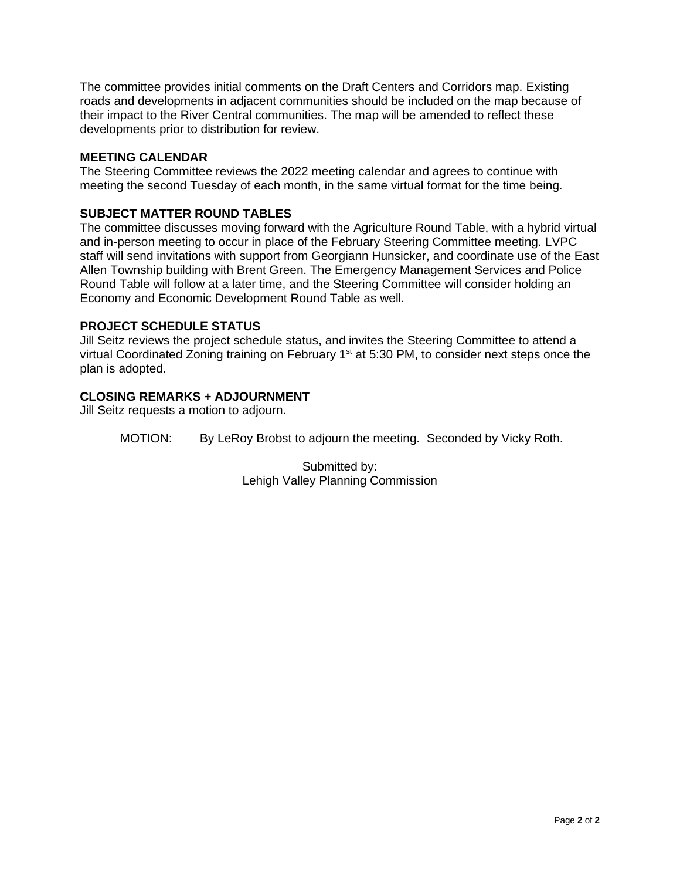The committee provides initial comments on the Draft Centers and Corridors map. Existing roads and developments in adjacent communities should be included on the map because of their impact to the River Central communities. The map will be amended to reflect these developments prior to distribution for review.

**MEETING CALENDAR**

The Steering Committee reviews the 2022 meeting calendar and agrees to continue with meeting the second Tuesday of each month, in the same virtual format for the time being.

**SUBJECT MATTER ROUND TABLES**

The committee discusses moving forward with the Agriculture Round Table, with a hybrid virtual and in-person meeting to occur in place of the February Steering Committee meeting. LVPC staff will send invitations with support from Georgiann Hunsicker, and coordinate use of the East Allen Township building with Brent Green. The Emergency Management Services and Police Round Table will follow at a later time, and the Steering Committee will consider holding an Economy and Economic Development Round Table as well.

**PROJECT SCHEDULE STATUS**

Jill Seitz reviews the project schedule status, and invites the Steering Committee to attend a virtual Coordinated Zoning training on February 1st at 5:30 PM, to consider next steps once the plan is adopted.

**CLOSING REMARKS + ADJOURNMENT**

Jill Seitz requests a motion to adjourn.

MOTION: By LeRoy Brobst to adjourn the meeting. Seconded by Vicky Roth.

Submitted by:
Lehigh Valley Planning Commission